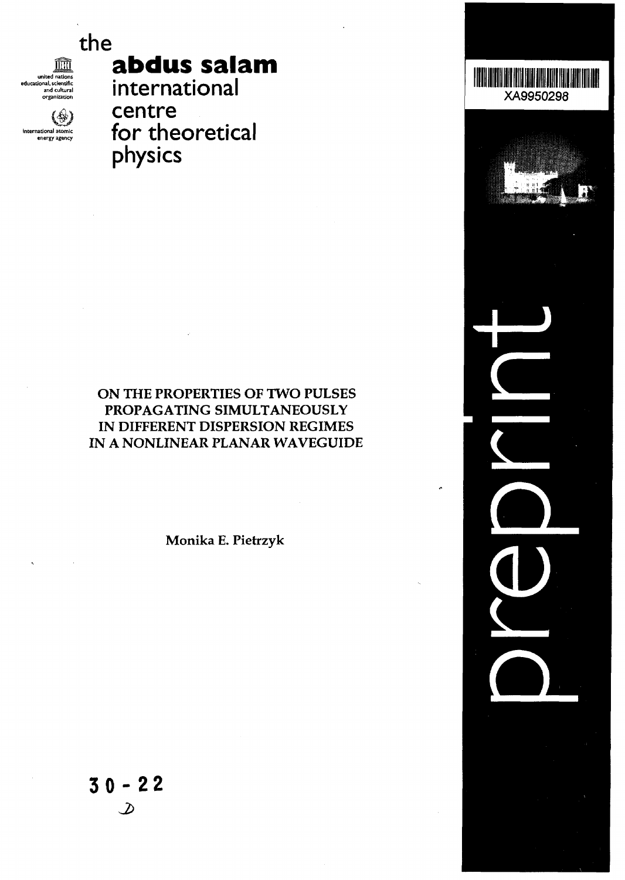the

**abdus salam**
international
centre
for theoretical
physics

united nations educational, scientific and cultural organization

international atomic energy agency

XA9950298

preprint

# ON THE PROPERTIES OF TWO PULSES PROPAGATING SIMULTANEOUSLY IN DIFFERENT DISPERSION REGIMES IN A NONLINEAR PLANAR WAVEGUIDE

Monika E. Pietrzyk

30 - 22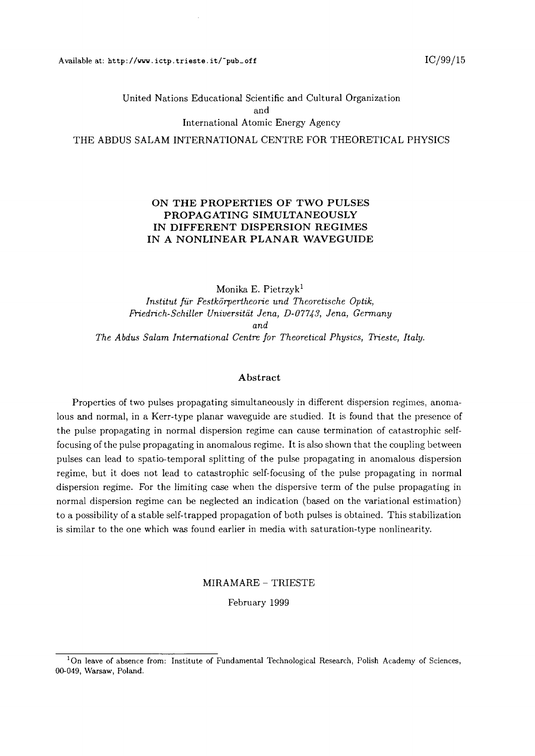Available at: http://www.ictp.trieste.it/~pub_off

IC/99/15

United Nations Educational Scientific and Cultural Organization
and
International Atomic Energy Agency

THE ABDUS SALAM INTERNATIONAL CENTRE FOR THEORETICAL PHYSICS

# ON THE PROPERTIES OF TWO PULSES PROPAGATING SIMULTANEOUSLY IN DIFFERENT DISPERSION REGIMES IN A NONLINEAR PLANAR WAVEGUIDE

Monika E. Pietrzyk[1]

*Institut für Festkörpertheorie und Theoretische Optik, Friedrich-Schiller Universität Jena, D-07743, Jena, Germany*
*and*
*The Abdus Salam International Centre for Theoretical Physics, Trieste, Italy.*

## Abstract

Properties of two pulses propagating simultaneously in different dispersion regimes, anomalous and normal, in a Kerr-type planar waveguide are studied. It is found that the presence of the pulse propagating in normal dispersion regime can cause termination of catastrophic self-focusing of the pulse propagating in anomalous regime. It is also shown that the coupling between pulses can lead to spatio-temporal splitting of the pulse propagating in anomalous dispersion regime, but it does not lead to catastrophic self-focusing of the pulse propagating in normal dispersion regime. For the limiting case when the dispersive term of the pulse propagating in normal dispersion regime can be neglected an indication (based on the variational estimation) to a possibility of a stable self-trapped propagation of both pulses is obtained. This stabilization is similar to the one which was found earlier in media with saturation-type nonlinearity.

MIRAMARE – TRIESTE

February 1999

[1] On leave of absence from: Institute of Fundamental Technological Research, Polish Academy of Sciences, 00-049, Warsaw, Poland.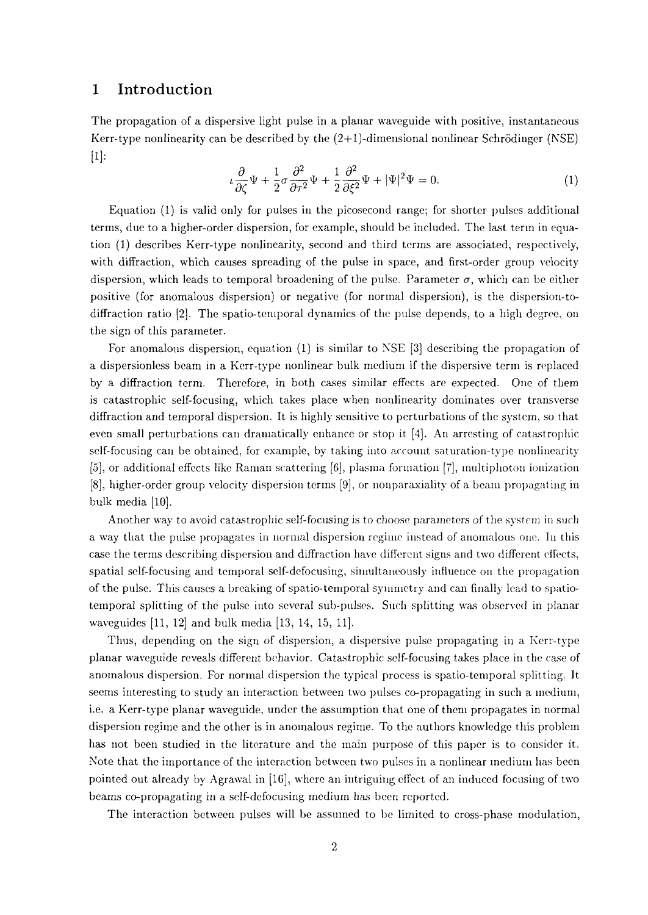## 1 Introduction

The propagation of a dispersive light pulse in a planar waveguide with positive, instantaneous Kerr-type nonlinearity can be described by the (2+1)-dimensional nonlinear Schrödinger (NSE) [1]:

$$\imath \frac{\partial}{\partial \zeta}\Psi + \frac{1}{2}\sigma \frac{\partial^2}{\partial \tau^2}\Psi + \frac{1}{2}\frac{\partial^2}{\partial \xi^2}\Psi + |\Psi|^2\Psi = 0. \tag{1}$$

Equation (1) is valid only for pulses in the picosecond range; for shorter pulses additional terms, due to a higher-order dispersion, for example, should be included. The last term in equation (1) describes Kerr-type nonlinearity, second and third terms are associated, respectively, with diffraction, which causes spreading of the pulse in space, and first-order group velocity dispersion, which leads to temporal broadening of the pulse. Parameter $\sigma$, which can be either positive (for anomalous dispersion) or negative (for normal dispersion), is the dispersion-to-diffraction ratio [2]. The spatio-temporal dynamics of the pulse depends, to a high degree, on the sign of this parameter.

For anomalous dispersion, equation (1) is similar to NSE [3] describing the propagation of a dispersionless beam in a Kerr-type nonlinear bulk medium if the dispersive term is replaced by a diffraction term. Therefore, in both cases similar effects are expected. One of them is catastrophic self-focusing, which takes place when nonlinearity dominates over transverse diffraction and temporal dispersion. It is highly sensitive to perturbations of the system, so that even small perturbations can dramatically enhance or stop it [4]. An arresting of catastrophic self-focusing can be obtained, for example, by taking into account saturation-type nonlinearity [5], or additional effects like Raman scattering [6], plasma formation [7], multiphoton ionization [8], higher-order group velocity dispersion terms [9], or nonparaxiality of a beam propagating in bulk media [10].

Another way to avoid catastrophic self-focusing is to choose parameters of the system in such a way that the pulse propagates in normal dispersion regime instead of anomalous one. In this case the terms describing dispersion and diffraction have different signs and two different effects, spatial self-focusing and temporal self-defocusing, simultaneously influence on the propagation of the pulse. This causes a breaking of spatio-temporal symmetry and can finally lead to spatio-temporal splitting of the pulse into several sub-pulses. Such splitting was observed in planar waveguides [11, 12] and bulk media [13, 14, 15, 11].

Thus, depending on the sign of dispersion, a dispersive pulse propagating in a Kerr-type planar waveguide reveals different behavior. Catastrophic self-focusing takes place in the case of anomalous dispersion. For normal dispersion the typical process is spatio-temporal splitting. It seems interesting to study an interaction between two pulses co-propagating in such a medium, i.e. a Kerr-type planar waveguide, under the assumption that one of them propagates in normal dispersion regime and the other is in anomalous regime. To the authors knowledge this problem has not been studied in the literature and the main purpose of this paper is to consider it. Note that the importance of the interaction between two pulses in a nonlinear medium has been pointed out already by Agrawal in [16], where an intriguing effect of an induced focusing of two beams co-propagating in a self-defocusing medium has been reported.

The interaction between pulses will be assumed to be limited to cross-phase modulation,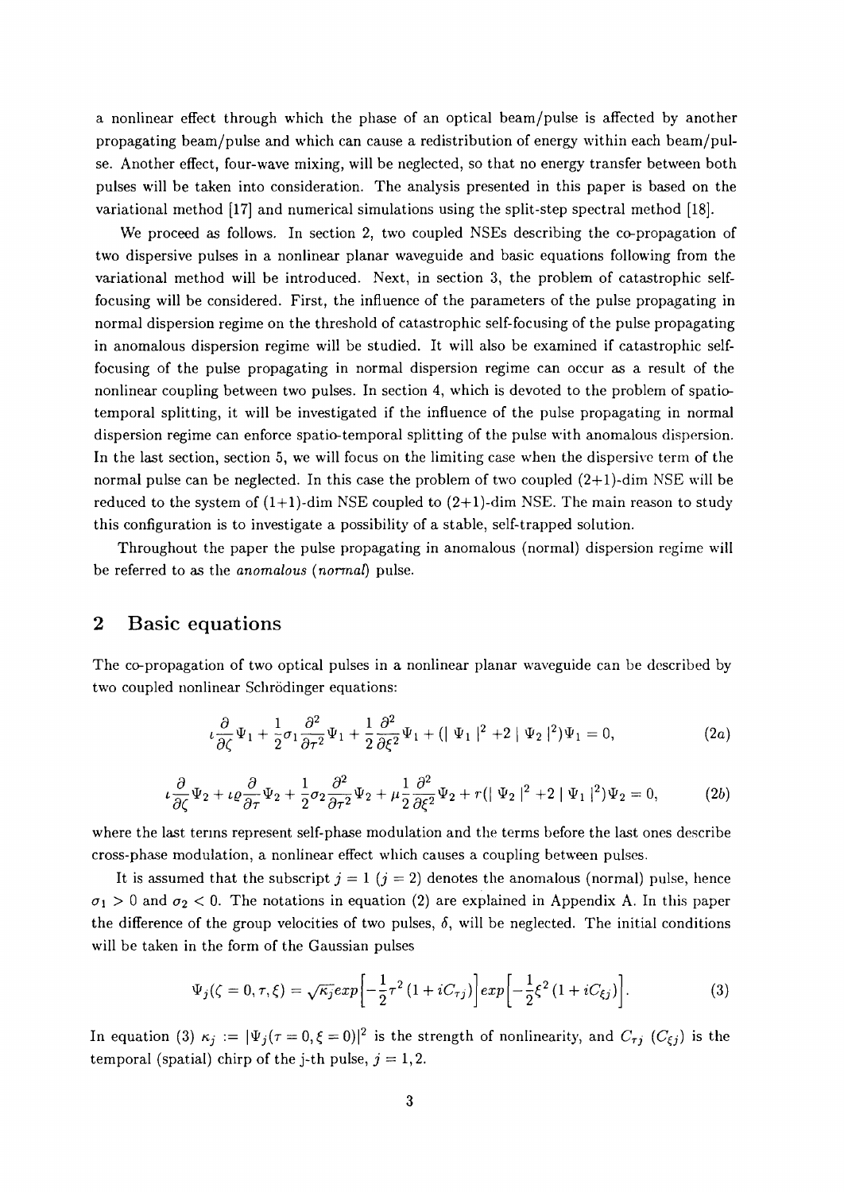a nonlinear effect through which the phase of an optical beam/pulse is affected by another propagating beam/pulse and which can cause a redistribution of energy within each beam/pulse. Another effect, four-wave mixing, will be neglected, so that no energy transfer between both pulses will be taken into consideration. The analysis presented in this paper is based on the variational method [17] and numerical simulations using the split-step spectral method [18].

We proceed as follows. In section 2, two coupled NSEs describing the co-propagation of two dispersive pulses in a nonlinear planar waveguide and basic equations following from the variational method will be introduced. Next, in section 3, the problem of catastrophic self-focusing will be considered. First, the influence of the parameters of the pulse propagating in normal dispersion regime on the threshold of catastrophic self-focusing of the pulse propagating in anomalous dispersion regime will be studied. It will also be examined if catastrophic self-focusing of the pulse propagating in normal dispersion regime can occur as a result of the nonlinear coupling between two pulses. In section 4, which is devoted to the problem of spatio-temporal splitting, it will be investigated if the influence of the pulse propagating in normal dispersion regime can enforce spatio-temporal splitting of the pulse with anomalous dispersion. In the last section, section 5, we will focus on the limiting case when the dispersive term of the normal pulse can be neglected. In this case the problem of two coupled (2+1)-dim NSE will be reduced to the system of (1+1)-dim NSE coupled to (2+1)-dim NSE. The main reason to study this configuration is to investigate a possibility of a stable, self-trapped solution.

Throughout the paper the pulse propagating in anomalous (normal) dispersion regime will be referred to as the *anomalous* (*normal*) pulse.

## 2 Basic equations

The co-propagation of two optical pulses in a nonlinear planar waveguide can be described by two coupled nonlinear Schrödinger equations:

$$\iota\frac{\partial}{\partial\zeta}\Psi_1 + \frac{1}{2}\sigma_1\frac{\partial^2}{\partial\tau^2}\Psi_1 + \frac{1}{2}\frac{\partial^2}{\partial\xi^2}\Psi_1 + (\mid\Psi_1\mid^2 + 2\mid\Psi_2\mid^2)\Psi_1 = 0, \tag{2a}$$

$$\iota\frac{\partial}{\partial\zeta}\Psi_2 + \iota\varrho\frac{\partial}{\partial\tau}\Psi_2 + \frac{1}{2}\sigma_2\frac{\partial^2}{\partial\tau^2}\Psi_2 + \mu\frac{1}{2}\frac{\partial^2}{\partial\xi^2}\Psi_2 + r(\mid\Psi_2\mid^2 + 2\mid\Psi_1\mid^2)\Psi_2 = 0, \tag{2b}$$

where the last terms represent self-phase modulation and the terms before the last ones describe cross-phase modulation, a nonlinear effect which causes a coupling between pulses.

It is assumed that the subscript $j = 1$ ($j = 2$) denotes the anomalous (normal) pulse, hence $\sigma_1 > 0$ and $\sigma_2 < 0$. The notations in equation (2) are explained in Appendix A. In this paper the difference of the group velocities of two pulses, $\delta$, will be neglected. The initial conditions will be taken in the form of the Gaussian pulses

$$\Psi_j(\zeta = 0, \tau, \xi) = \sqrt{\kappa_j}exp\Big[-\frac{1}{2}\tau^2\left(1 + iC_{\tau j}\right)\Big]exp\Big[-\frac{1}{2}\xi^2\left(1 + iC_{\xi j}\right)\Big]. \tag{3}$$

In equation (3) $\kappa_j := |\Psi_j(\tau = 0, \xi = 0)|^2$ is the strength of nonlinearity, and $C_{\tau j}$ ($C_{\xi j}$) is the temporal (spatial) chirp of the j-th pulse, $j = 1, 2$.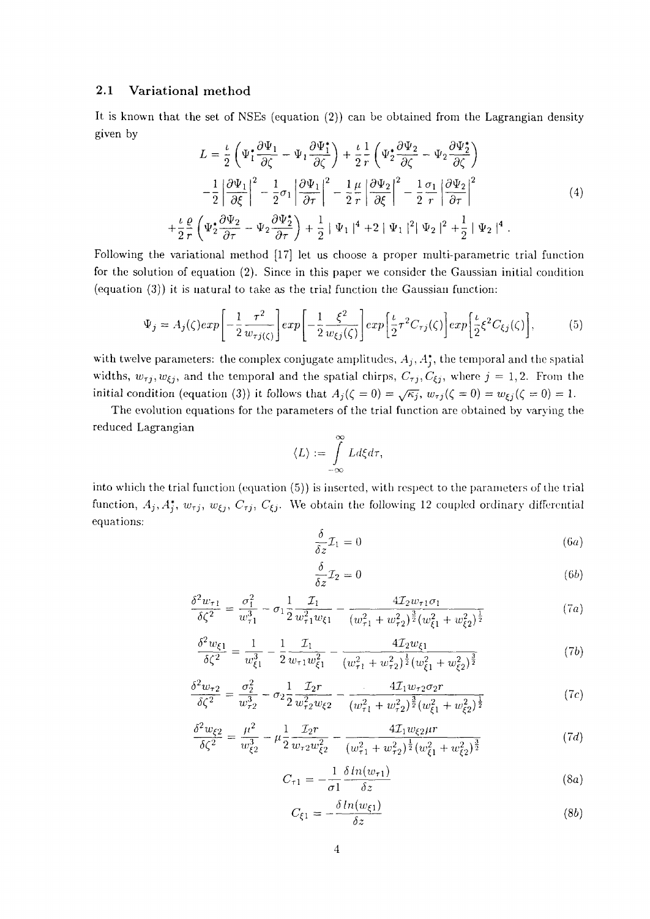## 2.1 Variational method

It is known that the set of NSEs (equation (2)) can be obtained from the Lagrangian density given by

$$
\begin{aligned}
L = & \frac{\iota}{2}\left(\Psi_1^*\frac{\partial \Psi_1}{\partial \zeta} - \Psi_1\frac{\partial \Psi_1^*}{\partial \zeta}\right) + \frac{\iota}{2}\frac{1}{r}\left(\Psi_2^*\frac{\partial \Psi_2}{\partial \zeta} - \Psi_2\frac{\partial \Psi_2^*}{\partial \zeta}\right) \\
& -\frac{1}{2}\left|\frac{\partial \Psi_1}{\partial \xi}\right|^2 - \frac{1}{2}\sigma_1\left|\frac{\partial \Psi_1}{\partial \tau}\right|^2 - \frac{1}{2}\frac{\mu}{r}\left|\frac{\partial \Psi_2}{\partial \xi}\right|^2 - \frac{1}{2}\frac{\sigma_1}{r}\left|\frac{\partial \Psi_2}{\partial \tau}\right|^2 \\
& +\frac{\iota}{2}\frac{\varrho}{r}\left(\Psi_2^*\frac{\partial \Psi_2}{\partial \tau} - \Psi_2\frac{\partial \Psi_2^*}{\partial \tau}\right) + \frac{1}{2}\mid \Psi_1\mid^4 + 2\mid \Psi_1\mid^2\mid \Psi_2\mid^2 + \frac{1}{2}\mid \Psi_2\mid^4 .
\end{aligned}
\tag{4}
$$

Following the variational method [17] let us choose a proper multi-parametric trial function for the solution of equation (2). Since in this paper we consider the Gaussian initial condition (equation (3)) it is natural to take as the trial function the Gaussian function:

$$
\Psi_j = A_j(\zeta)exp\left[-\frac{1}{2}\frac{\tau^2}{w_{\tau j}(\zeta)}\right]exp\left[-\frac{1}{2}\frac{\xi^2}{w_{\xi j}(\zeta)}\right]exp\left[\frac{\iota}{2}\tau^2 C_{\tau j}(\zeta)\right]exp\left[\frac{\iota}{2}\xi^2 C_{\xi j}(\zeta)\right],
\tag{5}
$$

with twelve parameters: the complex conjugate amplitudes, $A_j, A_j^*$, the temporal and the spatial widths, $w_{\tau j}, w_{\xi j}$, and the temporal and the spatial chirps, $C_{\tau j}, C_{\xi j}$, where $j = 1, 2$. From the initial condition (equation (3)) it follows that $A_j(\zeta = 0) = \sqrt{\kappa_j}$, $w_{\tau j}(\zeta = 0) = w_{\xi j}(\zeta = 0) = 1$.

The evolution equations for the parameters of the trial function are obtained by varying the reduced Lagrangian

$$
\langle L \rangle := \int_{-\infty}^{\infty} L d\xi d\tau,
$$

into which the trial function (equation (5)) is inserted, with respect to the parameters of the trial function, $A_j, A_j^*$, $w_{\tau j}$, $w_{\xi j}$, $C_{\tau j}$, $C_{\xi j}$. We obtain the following 12 coupled ordinary differential equations:

$$
\frac{\delta}{\delta z}\mathcal{I}_1 = 0 \tag{6a}
$$

$$
\frac{\delta}{\delta z}\mathcal{I}_2 = 0 \tag{6b}
$$

$$
\frac{\delta^2 w_{\tau 1}}{\delta \zeta^2} = \frac{\sigma_1^2}{w_{\tau 1}^3} - \sigma_1\frac{1}{2}\frac{\mathcal{I}_1}{w_{\tau 1}^2 w_{\xi 1}} - \frac{4\mathcal{I}_2 w_{\tau 1}\sigma_1}{(w_{\tau 1}^2 + w_{\tau 2}^2)^{\frac{3}{2}}(w_{\xi 1}^2 + w_{\xi 2}^2)^{\frac{1}{2}}} \tag{7a}
$$

$$
\frac{\delta^2 w_{\xi 1}}{\delta \zeta^2} = \frac{1}{w_{\xi 1}^3} - \frac{1}{2}\frac{\mathcal{I}_1}{w_{\tau 1} w_{\xi 1}^2} - \frac{4\mathcal{I}_2 w_{\xi 1}}{(w_{\tau 1}^2 + w_{\tau 2}^2)^{\frac{1}{2}}(w_{\xi 1}^2 + w_{\xi 2}^2)^{\frac{3}{2}}} \tag{7b}
$$

$$
\frac{\delta^2 w_{\tau 2}}{\delta \zeta^2} = \frac{\sigma_2^2}{w_{\tau 2}^3} - \sigma_2\frac{1}{2}\frac{\mathcal{I}_2 r}{w_{\tau 2}^2 w_{\xi 2}} - \frac{4\mathcal{I}_1 w_{\tau 2}\sigma_2 r}{(w_{\tau 1}^2 + w_{\tau 2}^2)^{\frac{3}{2}}(w_{\xi 1}^2 + w_{\xi 2}^2)^{\frac{1}{2}}} \tag{7c}
$$

$$
\frac{\delta^2 w_{\xi 2}}{\delta \zeta^2} = \frac{\mu^2}{w_{\xi 2}^3} - \mu\frac{1}{2}\frac{\mathcal{I}_2 r}{w_{\tau 2} w_{\xi 2}^2} - \frac{4\mathcal{I}_1 w_{\xi 2}\mu r}{(w_{\tau 1}^2 + w_{\tau 2}^2)^{\frac{1}{2}}(w_{\xi 1}^2 + w_{\xi 2}^2)^{\frac{3}{2}}} \tag{7d}
$$

$$
C_{\tau 1} = -\frac{1}{\sigma 1}\frac{\delta\, ln(w_{\tau 1})}{\delta z} \tag{8a}
$$

$$
C_{\xi 1} = -\frac{\delta\, ln(w_{\xi 1})}{\delta z} \tag{8b}
$$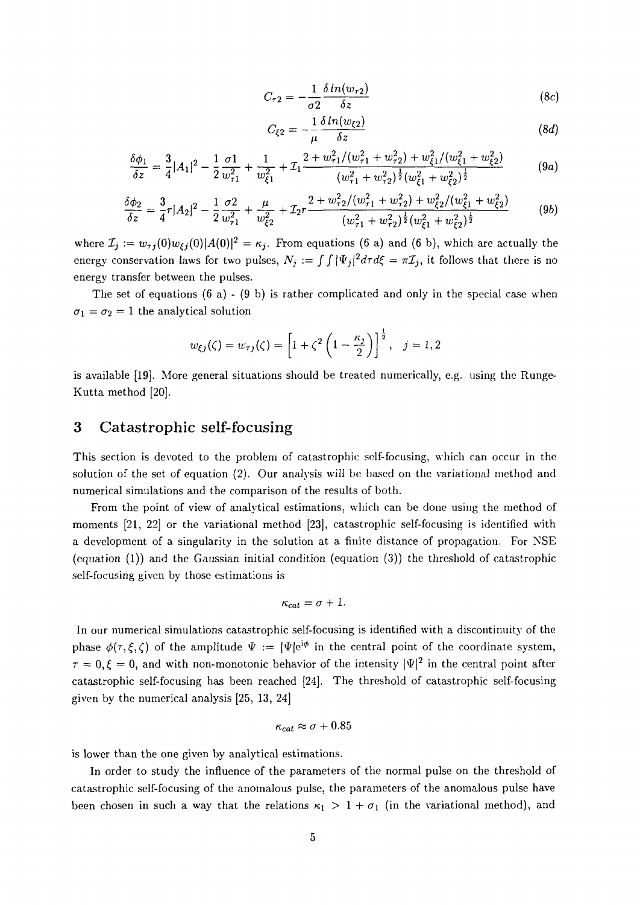$$C_{\tau 2} = -\frac{1}{\sigma 2}\frac{\delta\, ln(w_{\tau 2})}{\delta z} \tag{8c}$$

$$C_{\xi 2} = -\frac{1}{\mu}\frac{\delta\, ln(w_{\xi 2})}{\delta z} \tag{8d}$$

$$\frac{\delta \phi_1}{\delta z} = \frac{3}{4}|A_1|^2 - \frac{1}{2}\frac{\sigma 1}{w_{\tau 1}^2} + \frac{1}{w_{\xi 1}^2} + \mathcal{I}_1 \frac{2 + w_{\tau 1}^2/(w_{\tau 1}^2 + w_{\tau 2}^2) + w_{\xi 1}^2/(w_{\xi 1}^2 + w_{\xi 2}^2)}{(w_{\tau 1}^2 + w_{\tau 2}^2)^{\frac{1}{2}}(w_{\xi 1}^2 + w_{\xi 2}^2)^{\frac{1}{2}}} \tag{9a}$$

$$\frac{\delta \phi_2}{\delta z} = \frac{3}{4}r|A_2|^2 - \frac{1}{2}\frac{\sigma 2}{w_{\tau 1}^2} + \frac{\mu}{w_{\xi 2}^2} + \mathcal{I}_2 r \frac{2 + w_{\tau 2}^2/(w_{\tau 1}^2 + w_{\tau 2}^2) + w_{\xi 2}^2/(w_{\xi 1}^2 + w_{\xi 2}^2)}{(w_{\tau 1}^2 + w_{\tau 2}^2)^{\frac{1}{2}}(w_{\xi 1}^2 + w_{\xi 2}^2)^{\frac{1}{2}}} \tag{9b}$$

where $\mathcal{I}_j := w_{\tau j}(0) w_{\xi j}(0)|A(0)|^2 = \kappa_j$. From equations (6 a) and (6 b), which are actually the energy conservation laws for two pulses, $N_j := \int\int |\Psi_j|^2 d\tau d\xi = \pi \mathcal{I}_j$, it follows that there is no energy transfer between the pulses.

The set of equations (6 a) - (9 b) is rather complicated and only in the special case when $\sigma_1 = \sigma_2 = 1$ the analytical solution

$$w_{\xi j}(\zeta) = w_{\tau j}(\zeta) = \left[1 + \zeta^2\left(1 - \frac{\kappa_j}{2}\right)\right]^{\frac{1}{2}}, \quad j = 1, 2$$

is available [19]. More general situations should be treated numerically, e.g. using the Runge-Kutta method [20].

## 3 Catastrophic self-focusing

This section is devoted to the problem of catastrophic self-focusing, which can occur in the solution of the set of equation (2). Our analysis will be based on the variational method and numerical simulations and the comparison of the results of both.

From the point of view of analytical estimations, which can be done using the method of moments [21, 22] or the variational method [23], catastrophic self-focusing is identified with a development of a singularity in the solution at a finite distance of propagation. For NSE (equation (1)) and the Gaussian initial condition (equation (3)) the threshold of catastrophic self-focusing given by those estimations is

$$\kappa_{cat} = \sigma + 1.$$

In our numerical simulations catastrophic self-focusing is identified with a discontinuity of the phase $\phi(\tau, \xi, \zeta)$ of the amplitude $\Psi := |\Psi| e^{i\phi}$ in the central point of the coordinate system, $\tau = 0, \xi = 0$, and with non-monotonic behavior of the intensity $|\Psi|^2$ in the central point after catastrophic self-focusing has been reached [24]. The threshold of catastrophic self-focusing given by the numerical analysis [25, 13, 24]

$$\kappa_{cat} \approx \sigma + 0.85$$

is lower than the one given by analytical estimations.

In order to study the influence of the parameters of the normal pulse on the threshold of catastrophic self-focusing of the anomalous pulse, the parameters of the anomalous pulse have been chosen in such a way that the relations $\kappa_1 > 1 + \sigma_1$ (in the variational method), and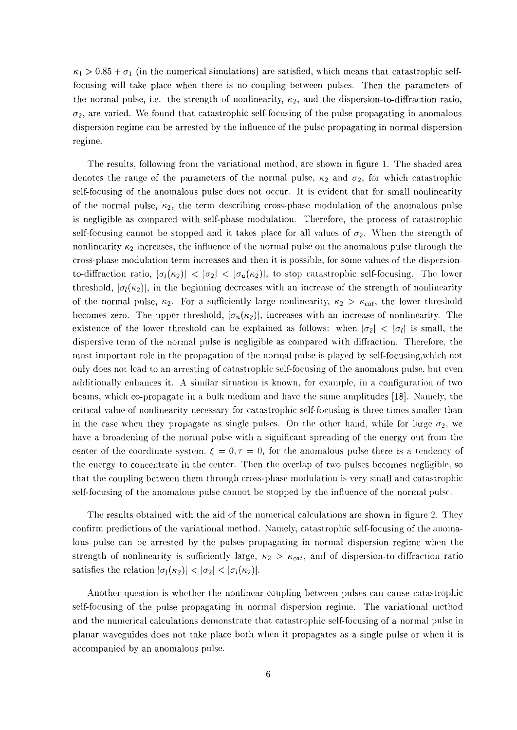$\kappa_1 > 0.85 + \sigma_1$ (in the numerical simulations) are satisfied, which means that catastrophic self-focusing will take place when there is no coupling between pulses. Then the parameters of the normal pulse, i.e. the strength of nonlinearity, $\kappa_2$, and the dispersion-to-diffraction ratio, $\sigma_2$, are varied. We found that catastrophic self-focusing of the pulse propagating in anomalous dispersion regime can be arrested by the influence of the pulse propagating in normal dispersion regime.

The results, following from the variational method, are shown in figure 1. The shaded area denotes the range of the parameters of the normal pulse, $\kappa_2$ and $\sigma_2$, for which catastrophic self-focusing of the anomalous pulse does not occur. It is evident that for small nonlinearity of the normal pulse, $\kappa_2$, the term describing cross-phase modulation of the anomalous pulse is negligible as compared with self-phase modulation. Therefore, the process of catastrophic self-focusing cannot be stopped and it takes place for all values of $\sigma_2$. When the strength of nonlinearity $\kappa_2$ increases, the influence of the normal pulse on the anomalous pulse through the cross-phase modulation term increases and then it is possible, for some values of the dispersion-to-diffraction ratio, $|\sigma_l(\kappa_2)| < |\sigma_2| < |\sigma_u(\kappa_2)|$, to stop catastrophic self-focusing. The lower threshold, $|\sigma_l(\kappa_2)|$, in the beginning decreases with an increase of the strength of nonlinearity of the normal pulse, $\kappa_2$. For a sufficiently large nonlinearity, $\kappa_2 > \kappa_{cat}$, the lower threshold becomes zero. The upper threshold, $|\sigma_u(\kappa_2)|$, increases with an increase of nonlinearity. The existence of the lower threshold can be explained as follows: when $|\sigma_2| < |\sigma_l|$ is small, the dispersive term of the normal pulse is negligible as compared with diffraction. Therefore, the most important role in the propagation of the normal pulse is played by self-focusing,which not only does not lead to an arresting of catastrophic self-focusing of the anomalous pulse, but even additionally enhances it. A similar situation is known, for example, in a configuration of two beams, which co-propagate in a bulk medium and have the same amplitudes [18]. Namely, the critical value of nonlinearity necessary for catastrophic self-focusing is three times smaller than in the case when they propagate as single pulses. On the other hand, while for large $\sigma_2$, we have a broadening of the normal pulse with a significant spreading of the energy out from the center of the coordinate system, $\xi = 0, \tau = 0$, for the anomalous pulse there is a tendency of the energy to concentrate in the center. Then the overlap of two pulses becomes negligible, so that the coupling between them through cross-phase modulation is very small and catastrophic self-focusing of the anomalous pulse cannot be stopped by the influence of the normal pulse.

The results obtained with the aid of the numerical calculations are shown in figure 2. They confirm predictions of the variational method. Namely, catastrophic self-focusing of the anomalous pulse can be arrested by the pulses propagating in normal dispersion regime when the strength of nonlinearity is sufficiently large, $\kappa_2 > \kappa_{cat}$, and of dispersion-to-diffraction ratio satisfies the relation $|\sigma_l(\kappa_2)| < |\sigma_2| < |\sigma_l(\kappa_2)|$.

Another question is whether the nonlinear coupling between pulses can cause catastrophic self-focusing of the pulse propagating in normal dispersion regime. The variational method and the numerical calculations demonstrate that catastrophic self-focusing of a normal pulse in planar waveguides does not take place both when it propagates as a single pulse or when it is accompanied by an anomalous pulse.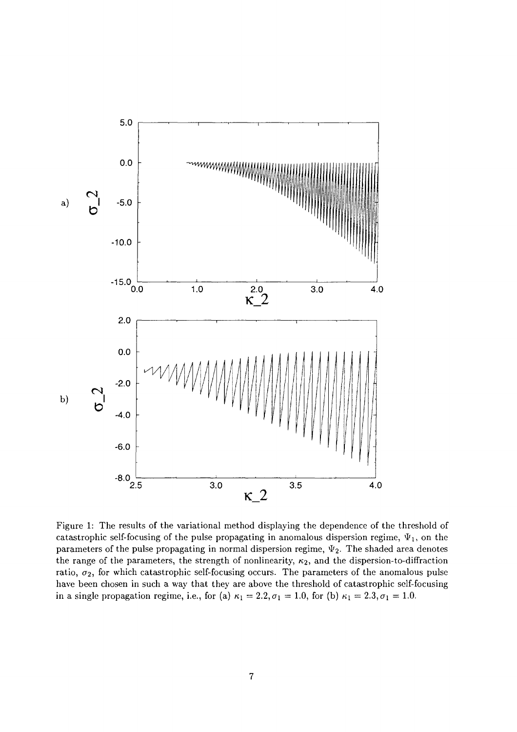Figure 1: The results of the variational method displaying the dependence of the threshold of catastrophic self-focusing of the pulse propagating in anomalous dispersion regime, $\Psi_1$, on the parameters of the pulse propagating in normal dispersion regime, $\Psi_2$. The shaded area denotes the range of the parameters, the strength of nonlinearity, $\kappa_2$, and the dispersion-to-diffraction ratio, $\sigma_2$, for which catastrophic self-focusing occurs. The parameters of the anomalous pulse have been chosen in such a way that they are above the threshold of catastrophic self-focusing in a single propagation regime, i.e., for (a) $\kappa_1 = 2.2, \sigma_1 = 1.0$, for (b) $\kappa_1 = 2.3, \sigma_1 = 1.0$.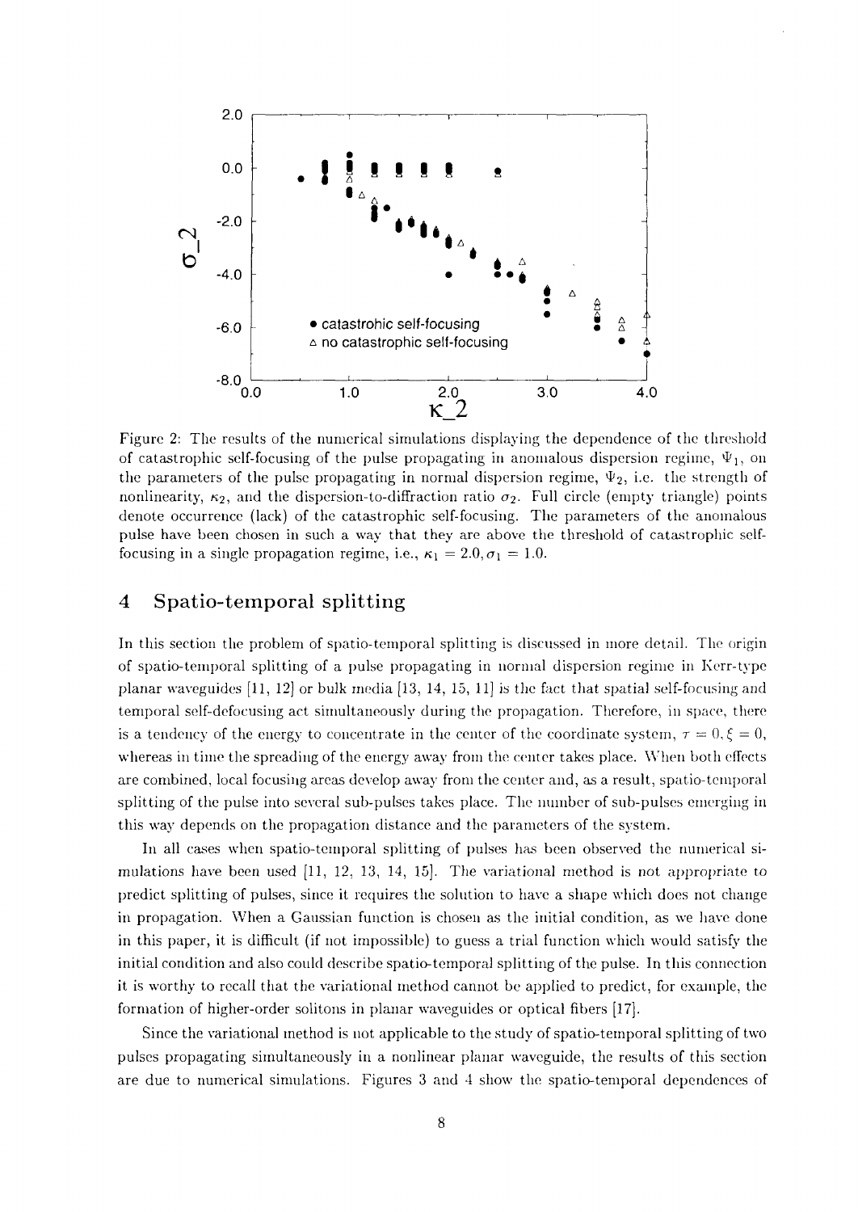Figure 2: The results of the numerical simulations displaying the dependence of the threshold of catastrophic self-focusing of the pulse propagating in anomalous dispersion regime, $\Psi_1$, on the parameters of the pulse propagating in normal dispersion regime, $\Psi_2$, i.e. the strength of nonlinearity, $\kappa_2$, and the dispersion-to-diffraction ratio $\sigma_2$. Full circle (empty triangle) points denote occurrence (lack) of the catastrophic self-focusing. The parameters of the anomalous pulse have been chosen in such a way that they are above the threshold of catastrophic self-focusing in a single propagation regime, i.e., $\kappa_1 = 2.0, \sigma_1 = 1.0$.

## 4 Spatio-temporal splitting

In this section the problem of spatio-temporal splitting is discussed in more detail. The origin of spatio-temporal splitting of a pulse propagating in normal dispersion regime in Kerr-type planar waveguides [11, 12] or bulk media [13, 14, 15, 11] is the fact that spatial self-focusing and temporal self-defocusing act simultaneously during the propagation. Therefore, in space, there is a tendency of the energy to concentrate in the center of the coordinate system, $\tau = 0, \xi = 0$, whereas in time the spreading of the energy away from the center takes place. When both effects are combined, local focusing areas develop away from the center and, as a result, spatio-temporal splitting of the pulse into several sub-pulses takes place. The number of sub-pulses emerging in this way depends on the propagation distance and the parameters of the system.

In all cases when spatio-temporal splitting of pulses has been observed the numerical simulations have been used [11, 12, 13, 14, 15]. The variational method is not appropriate to predict splitting of pulses, since it requires the solution to have a shape which does not change in propagation. When a Gaussian function is chosen as the initial condition, as we have done in this paper, it is difficult (if not impossible) to guess a trial function which would satisfy the initial condition and also could describe spatio-temporal splitting of the pulse. In this connection it is worthy to recall that the variational method cannot be applied to predict, for example, the formation of higher-order solitons in planar waveguides or optical fibers [17].

Since the variational method is not applicable to the study of spatio-temporal splitting of two pulses propagating simultaneously in a nonlinear planar waveguide, the results of this section are due to numerical simulations. Figures 3 and 4 show the spatio-temporal dependences of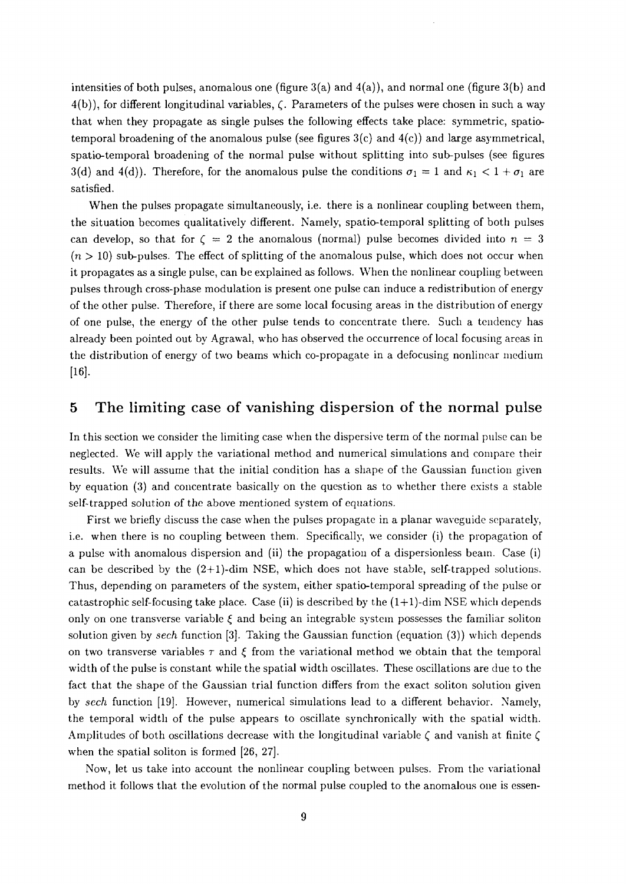intensities of both pulses, anomalous one (figure 3(a) and 4(a)), and normal one (figure 3(b) and 4(b)), for different longitudinal variables, $\zeta$. Parameters of the pulses were chosen in such a way that when they propagate as single pulses the following effects take place: symmetric, spatio-temporal broadening of the anomalous pulse (see figures 3(c) and 4(c)) and large asymmetrical, spatio-temporal broadening of the normal pulse without splitting into sub-pulses (see figures 3(d) and 4(d)). Therefore, for the anomalous pulse the conditions $\sigma_1 = 1$ and $\kappa_1 < 1 + \sigma_1$ are satisfied.

When the pulses propagate simultaneously, i.e. there is a nonlinear coupling between them, the situation becomes qualitatively different. Namely, spatio-temporal splitting of both pulses can develop, so that for $\zeta = 2$ the anomalous (normal) pulse becomes divided into $n = 3$ ($n > 10$) sub-pulses. The effect of splitting of the anomalous pulse, which does not occur when it propagates as a single pulse, can be explained as follows. When the nonlinear coupling between pulses through cross-phase modulation is present one pulse can induce a redistribution of energy of the other pulse. Therefore, if there are some local focusing areas in the distribution of energy of one pulse, the energy of the other pulse tends to concentrate there. Such a tendency has already been pointed out by Agrawal, who has observed the occurrence of local focusing areas in the distribution of energy of two beams which co-propagate in a defocusing nonlinear medium [16].

## 5 The limiting case of vanishing dispersion of the normal pulse

In this section we consider the limiting case when the dispersive term of the normal pulse can be neglected. We will apply the variational method and numerical simulations and compare their results. We will assume that the initial condition has a shape of the Gaussian function given by equation (3) and concentrate basically on the question as to whether there exists a stable self-trapped solution of the above mentioned system of equations.

First we briefly discuss the case when the pulses propagate in a planar waveguide separately, i.e. when there is no coupling between them. Specifically, we consider (i) the propagation of a pulse with anomalous dispersion and (ii) the propagation of a dispersionless beam. Case (i) can be described by the (2+1)-dim NSE, which does not have stable, self-trapped solutions. Thus, depending on parameters of the system, either spatio-temporal spreading of the pulse or catastrophic self-focusing take place. Case (ii) is described by the (1+1)-dim NSE which depends only on one transverse variable $\xi$ and being an integrable system possesses the familiar soliton solution given by *sech* function [3]. Taking the Gaussian function (equation (3)) which depends on two transverse variables $\tau$ and $\xi$ from the variational method we obtain that the temporal width of the pulse is constant while the spatial width oscillates. These oscillations are due to the fact that the shape of the Gaussian trial function differs from the exact soliton solution given by *sech* function [19]. However, numerical simulations lead to a different behavior. Namely, the temporal width of the pulse appears to oscillate synchronically with the spatial width. Amplitudes of both oscillations decrease with the longitudinal variable $\zeta$ and vanish at finite $\zeta$ when the spatial soliton is formed [26, 27].

Now, let us take into account the nonlinear coupling between pulses. From the variational method it follows that the evolution of the normal pulse coupled to the anomalous one is essen-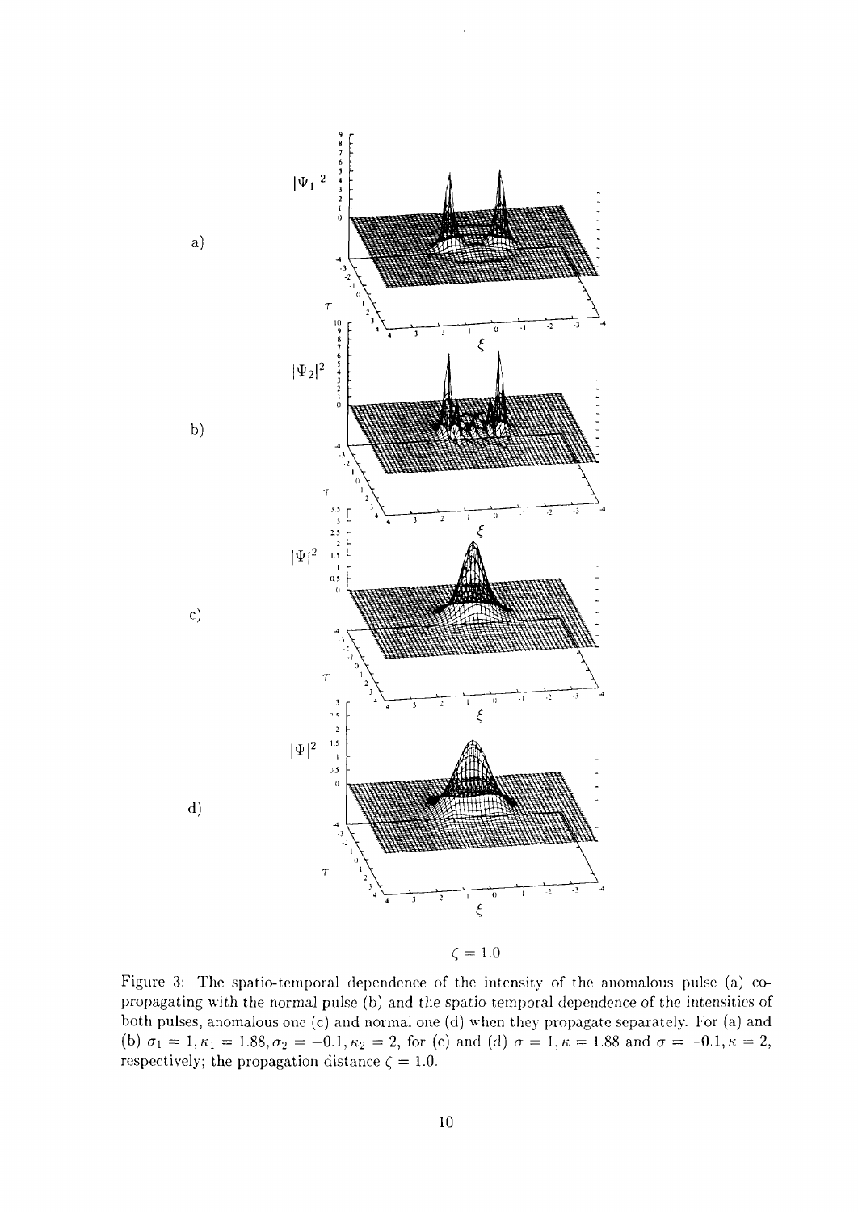$\zeta = 1.0$

Figure 3: The spatio-temporal dependence of the intensity of the anomalous pulse (a) co-propagating with the normal pulse (b) and the spatio-temporal dependence of the intensities of both pulses, anomalous one (c) and normal one (d) when they propagate separately. For (a) and (b) $\sigma_1 = 1, \kappa_1 = 1.88, \sigma_2 = -0.1, \kappa_2 = 2$, for (c) and (d) $\sigma = 1, \kappa = 1.88$ and $\sigma = -0.1, \kappa = 2$, respectively; the propagation distance $\zeta = 1.0$.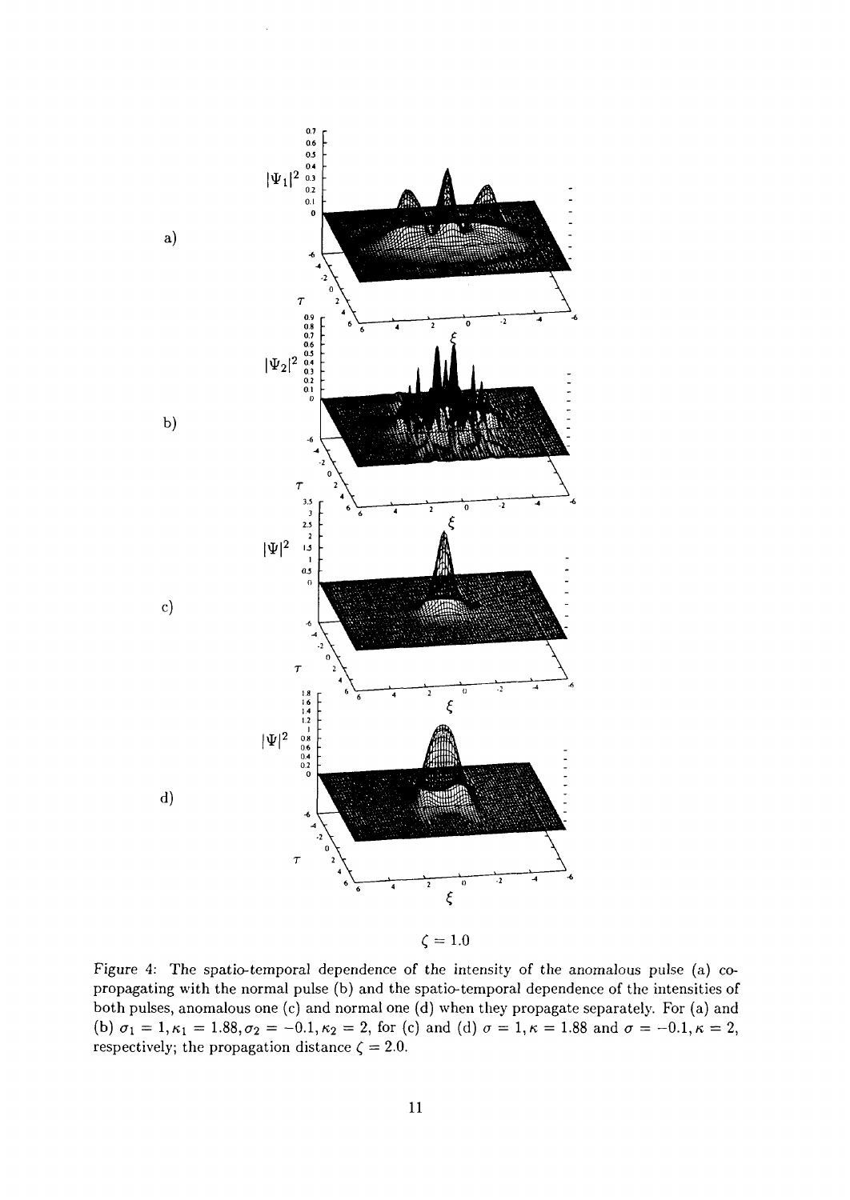$\zeta = 1.0$

Figure 4: The spatio-temporal dependence of the intensity of the anomalous pulse (a) co-propagating with the normal pulse (b) and the spatio-temporal dependence of the intensities of both pulses, anomalous one (c) and normal one (d) when they propagate separately. For (a) and (b) $\sigma_1 = 1, \kappa_1 = 1.88, \sigma_2 = -0.1, \kappa_2 = 2$, for (c) and (d) $\sigma = 1, \kappa = 1.88$ and $\sigma = -0.1, \kappa = 2$, respectively; the propagation distance $\zeta = 2.0$.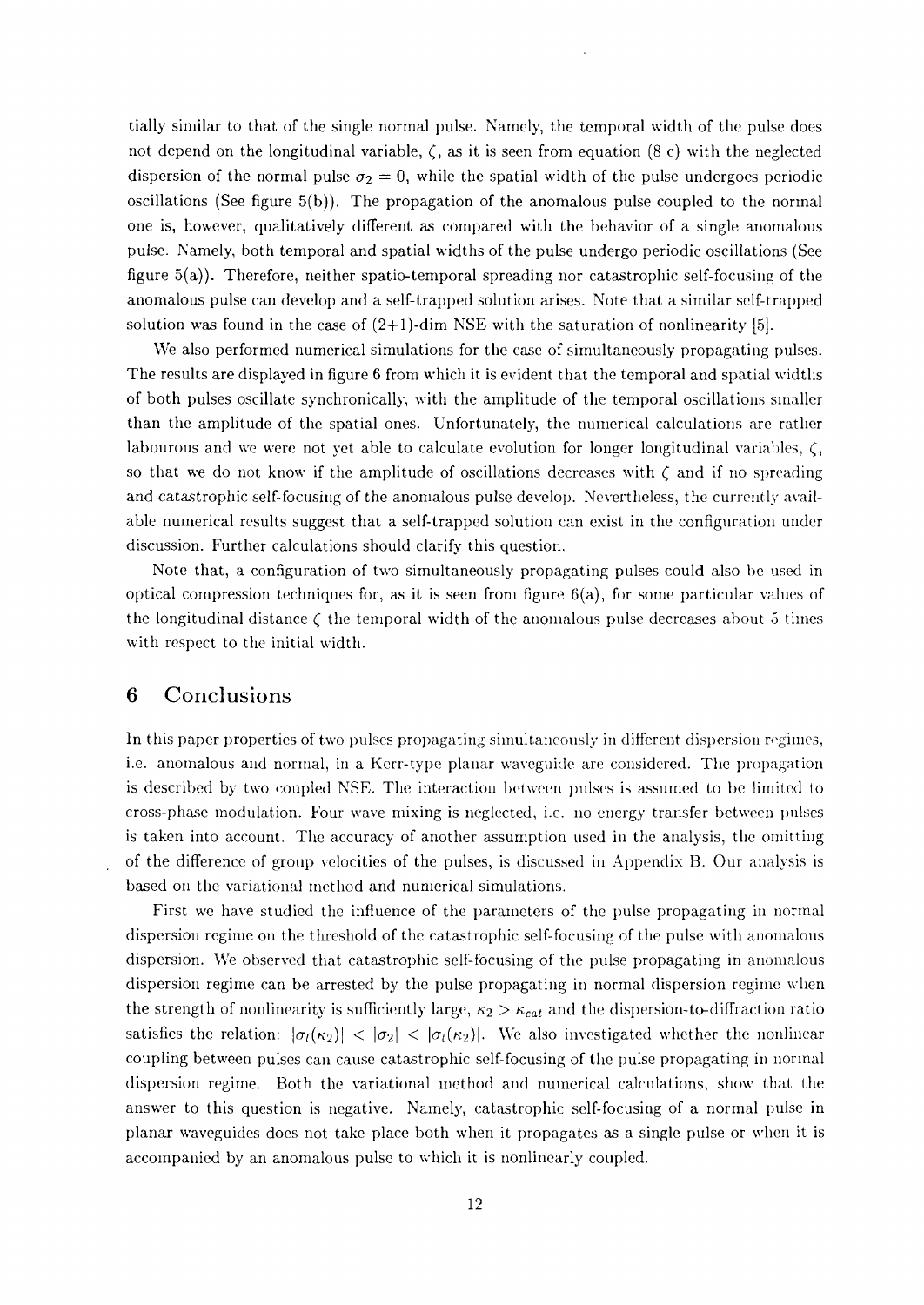tially similar to that of the single normal pulse. Namely, the temporal width of the pulse does not depend on the longitudinal variable, $\zeta$, as it is seen from equation (8 c) with the neglected dispersion of the normal pulse $\sigma_2 = 0$, while the spatial width of the pulse undergoes periodic oscillations (See figure 5(b)). The propagation of the anomalous pulse coupled to the normal one is, however, qualitatively different as compared with the behavior of a single anomalous pulse. Namely, both temporal and spatial widths of the pulse undergo periodic oscillations (See figure 5(a)). Therefore, neither spatio-temporal spreading nor catastrophic self-focusing of the anomalous pulse can develop and a self-trapped solution arises. Note that a similar self-trapped solution was found in the case of (2+1)-dim NSE with the saturation of nonlinearity [5].

We also performed numerical simulations for the case of simultaneously propagating pulses. The results are displayed in figure 6 from which it is evident that the temporal and spatial widths of both pulses oscillate synchronically, with the amplitude of the temporal oscillations smaller than the amplitude of the spatial ones. Unfortunately, the numerical calculations are rather labourous and we were not yet able to calculate evolution for longer longitudinal variables, $\zeta$, so that we do not know if the amplitude of oscillations decreases with $\zeta$ and if no spreading and catastrophic self-focusing of the anomalous pulse develop. Nevertheless, the currently available numerical results suggest that a self-trapped solution can exist in the configuration under discussion. Further calculations should clarify this question.

Note that, a configuration of two simultaneously propagating pulses could also be used in optical compression techniques for, as it is seen from figure 6(a), for some particular values of the longitudinal distance $\zeta$ the temporal width of the anomalous pulse decreases about 5 times with respect to the initial width.

## 6 Conclusions

In this paper properties of two pulses propagating simultaneously in different dispersion regimes, i.e. anomalous and normal, in a Kerr-type planar waveguide are considered. The propagation is described by two coupled NSE. The interaction between pulses is assumed to be limited to cross-phase modulation. Four wave mixing is neglected, i.e. no energy transfer between pulses is taken into account. The accuracy of another assumption used in the analysis, the omitting of the difference of group velocities of the pulses, is discussed in Appendix B. Our analysis is based on the variational method and numerical simulations.

First we have studied the influence of the parameters of the pulse propagating in normal dispersion regime on the threshold of the catastrophic self-focusing of the pulse with anomalous dispersion. We observed that catastrophic self-focusing of the pulse propagating in anomalous dispersion regime can be arrested by the pulse propagating in normal dispersion regime when the strength of nonlinearity is sufficiently large, $\kappa_2 > \kappa_{cat}$ and the dispersion-to-diffraction ratio satisfies the relation: $|\sigma_l(\kappa_2)| < |\sigma_2| < |\sigma_l(\kappa_2)|$. We also investigated whether the nonlinear coupling between pulses can cause catastrophic self-focusing of the pulse propagating in normal dispersion regime. Both the variational method and numerical calculations, show that the answer to this question is negative. Namely, catastrophic self-focusing of a normal pulse in planar waveguides does not take place both when it propagates as a single pulse or when it is accompanied by an anomalous pulse to which it is nonlinearly coupled.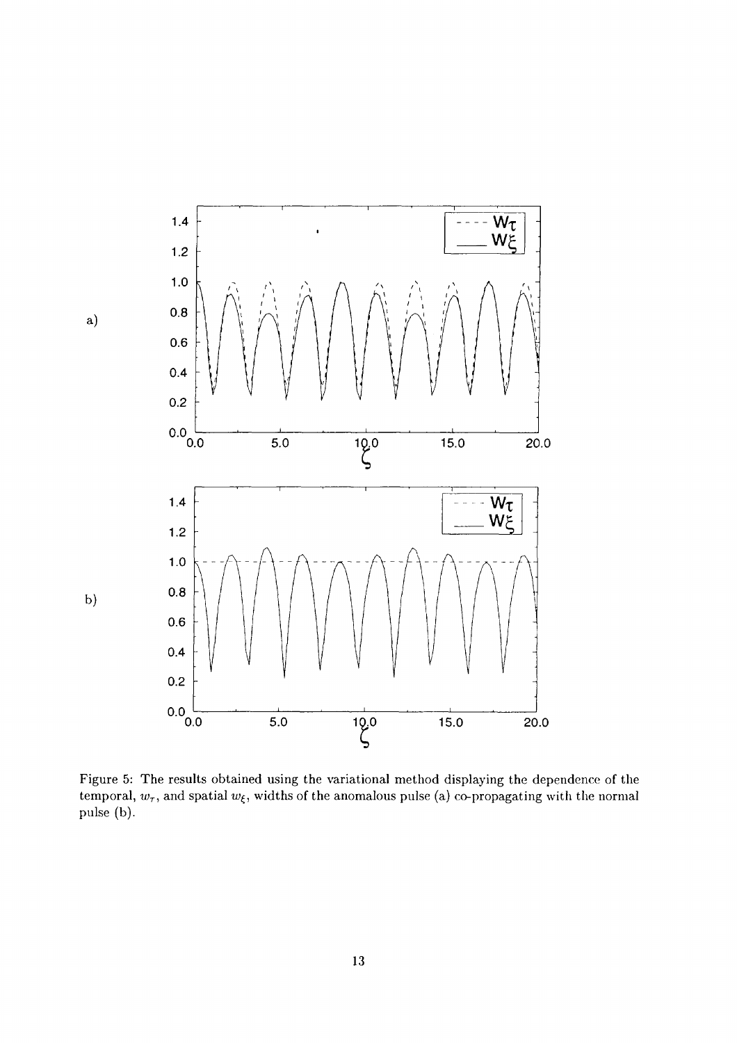Figure 5: The results obtained using the variational method displaying the dependence of the temporal, $w_\tau$, and spatial $w_\xi$, widths of the anomalous pulse (a) co-propagating with the normal pulse (b).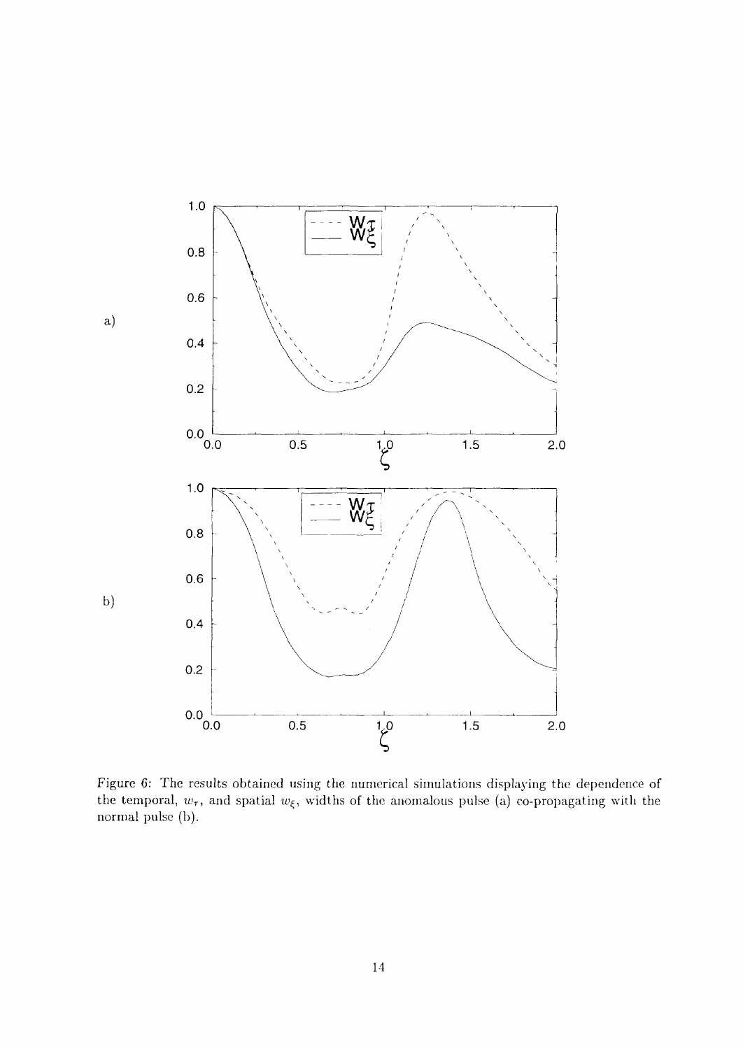Figure 6: The results obtained using the numerical simulations displaying the dependence of the temporal, $w_\tau$, and spatial $w_\xi$, widths of the anomalous pulse (a) co-propagating with the normal pulse (b).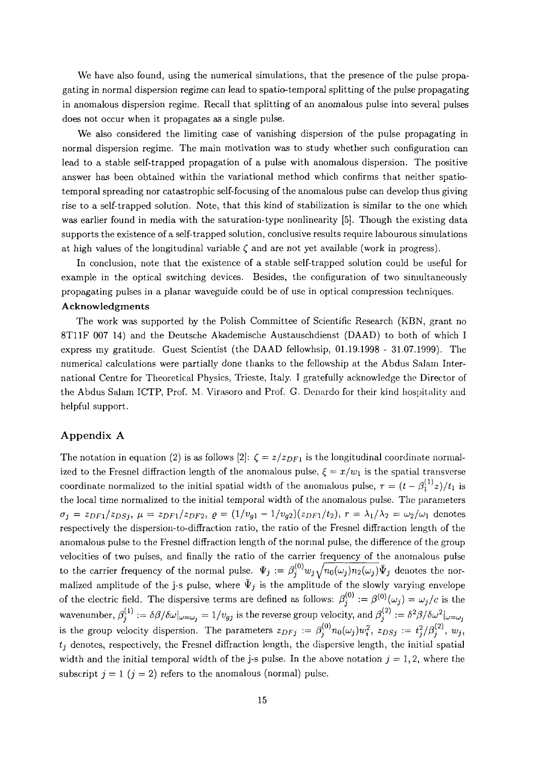We have also found, using the numerical simulations, that the presence of the pulse propagating in normal dispersion regime can lead to spatio-temporal splitting of the pulse propagating in anomalous dispersion regime. Recall that splitting of an anomalous pulse into several pulses does not occur when it propagates as a single pulse.

We also considered the limiting case of vanishing dispersion of the pulse propagating in normal dispersion regime. The main motivation was to study whether such configuration can lead to a stable self-trapped propagation of a pulse with anomalous dispersion. The positive answer has been obtained within the variational method which confirms that neither spatio-temporal spreading nor catastrophic self-focusing of the anomalous pulse can develop thus giving rise to a self-trapped solution. Note, that this kind of stabilization is similar to the one which was earlier found in media with the saturation-type nonlinearity [5]. Though the existing data supports the existence of a self-trapped solution, conclusive results require labourous simulations at high values of the longitudinal variable $\zeta$ and are not yet available (work in progress).

In conclusion, note that the existence of a stable self-trapped solution could be useful for example in the optical switching devices. Besides, the configuration of two simultaneously propagating pulses in a planar waveguide could be of use in optical compression techniques.

**Acknowledgments**

The work was supported by the Polish Committee of Scientific Research (KBN, grant no 8T11F 007 14) and the Deutsche Akademische Austauschdienst (DAAD) to both of which I express my gratitude. Guest Scientist (the DAAD fellowhsip, 01.19.1998 - 31.07.1999). The numerical calculations were partially done thanks to the fellowship at the Abdus Salam International Centre for Theoretical Physics, Trieste, Italy. I gratefully acknowledge the Director of the Abdus Salam ICTP, Prof. M. Virasoro and Prof. G. Denardo for their kind hospitality and helpful support.

## Appendix A

The notation in equation (2) is as follows [2]: $\zeta = z/z_{DF1}$ is the longitudinal coordinate normalized to the Fresnel diffraction length of the anomalous pulse, $\xi = x/w_1$ is the spatial transverse coordinate normalized to the initial spatial width of the anomalous pulse, $\tau = (t - \beta_1^{(1)} z)/t_1$ is the local time normalized to the initial temporal width of the anomalous pulse. The parameters $\sigma_j = z_{DF1}/z_{DSj}$, $\mu = z_{DF1}/z_{DF2}$, $\varrho = (1/v_{g1} - 1/v_{g2})(z_{DF1}/t_2)$, $r = \lambda_1/\lambda_2 = \omega_2/\omega_1$ denotes respectively the dispersion-to-diffraction ratio, the ratio of the Fresnel diffraction length of the anomalous pulse to the Fresnel diffraction length of the normal pulse, the difference of the group velocities of two pulses, and finally the ratio of the carrier frequency of the anomalous pulse to the carrier frequency of the normal pulse. $\Psi_j := \beta_j^{(0)} w_j \sqrt{n_0(\omega_j) n_2(\omega_j)} \bar{\Psi}_j$ denotes the normalized amplitude of the j-s pulse, where $\bar{\Psi}_j$ is the amplitude of the slowly varying envelope of the electric field. The dispersive terms are defined as follows: $\beta_j^{(0)} := \beta^{(0)}(\omega_j) = \omega_j/c$ is the wavenumber, $\beta_j^{(1)} := \delta\beta/\delta\omega|_{\omega=\omega_j} = 1/v_{gj}$ is the reverse group velocity, and $\beta_j^{(2)} := \delta^2\beta/\delta\omega^2|_{\omega=\omega_j}$ is the group velocity dispersion. The parameters $z_{DFj} := \beta_j^{(0)} n_0(\omega_j) w_i^2$, $z_{DSj} := t_j^2/\beta_j^{(2)}$, $w_j$, $t_j$ denotes, respectively, the Fresnel diffraction length, the dispersive length, the initial spatial width and the initial temporal width of the j-s pulse. In the above notation $j = 1, 2$, where the subscript $j = 1$ ($j = 2$) refers to the anomalous (normal) pulse.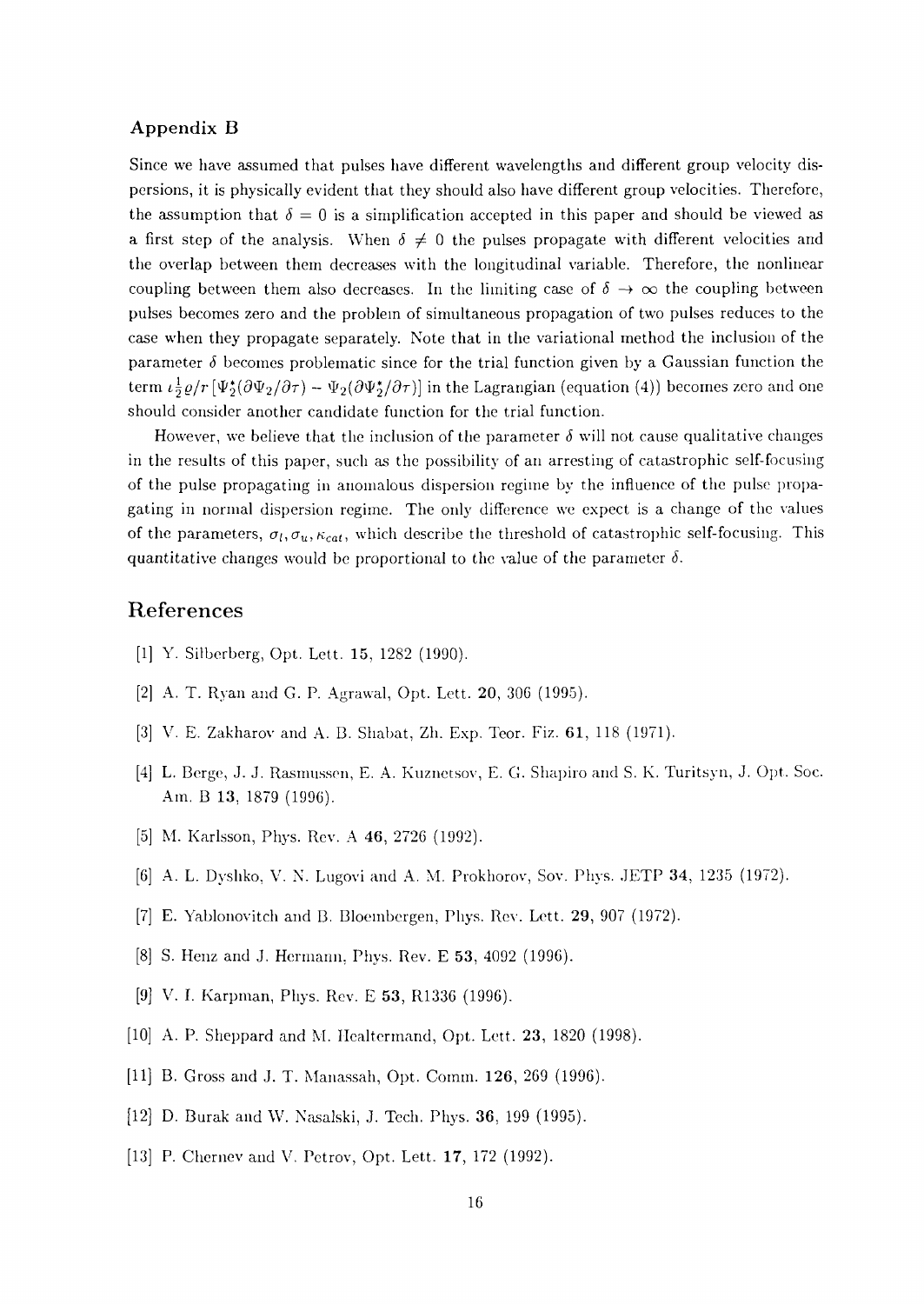### Appendix B

Since we have assumed that pulses have different wavelengths and different group velocity dispersions, it is physically evident that they should also have different group velocities. Therefore, the assumption that $\delta = 0$ is a simplification accepted in this paper and should be viewed as a first step of the analysis. When $\delta \neq 0$ the pulses propagate with different velocities and the overlap between them decreases with the longitudinal variable. Therefore, the nonlinear coupling between them also decreases. In the limiting case of $\delta \to \infty$ the coupling between pulses becomes zero and the problem of simultaneous propagation of two pulses reduces to the case when they propagate separately. Note that in the variational method the inclusion of the parameter $\delta$ becomes problematic since for the trial function given by a Gaussian function the term $\iota \frac{1}{2} \varrho / r \left[ \Psi_2^* (\partial \Psi_2 / \partial \tau) - \Psi_2 (\partial \Psi_2^* / \partial \tau) \right]$ in the Lagrangian (equation (4)) becomes zero and one should consider another candidate function for the trial function.

However, we believe that the inclusion of the parameter $\delta$ will not cause qualitative changes in the results of this paper, such as the possibility of an arresting of catastrophic self-focusing of the pulse propagating in anomalous dispersion regime by the influence of the pulse propagating in normal dispersion regime. The only difference we expect is a change of the values of the parameters, $\sigma_l, \sigma_u, \kappa_{cat}$, which describe the threshold of catastrophic self-focusing. This quantitative changes would be proportional to the value of the parameter $\delta$.

## References

[1] Y. Silberberg, Opt. Lett. **15**, 1282 (1990).

[2] A. T. Ryan and G. P. Agrawal, Opt. Lett. **20**, 306 (1995).

[3] V. E. Zakharov and A. B. Shabat, Zh. Exp. Teor. Fiz. **61**, 118 (1971).

[4] L. Berge, J. J. Rasmussen, E. A. Kuznetsov, E. G. Shapiro and S. K. Turitsyn, J. Opt. Soc. Am. B **13**, 1879 (1996).

[5] M. Karlsson, Phys. Rev. A **46**, 2726 (1992).

[6] A. L. Dyshko, V. N. Lugovi and A. M. Prokhorov, Sov. Phys. JETP **34**, 1235 (1972).

[7] E. Yablonovitch and B. Bloembergen, Phys. Rev. Lett. **29**, 907 (1972).

[8] S. Henz and J. Hermann, Phys. Rev. E **53**, 4092 (1996).

[9] V. I. Karpman, Phys. Rev. E **53**, R1336 (1996).

[10] A. P. Sheppard and M. Healtermand, Opt. Lett. **23**, 1820 (1998).

[11] B. Gross and J. T. Manassah, Opt. Comm. **126**, 269 (1996).

[12] D. Burak and W. Nasalski, J. Tech. Phys. **36**, 199 (1995).

[13] P. Chernev and V. Petrov, Opt. Lett. **17**, 172 (1992).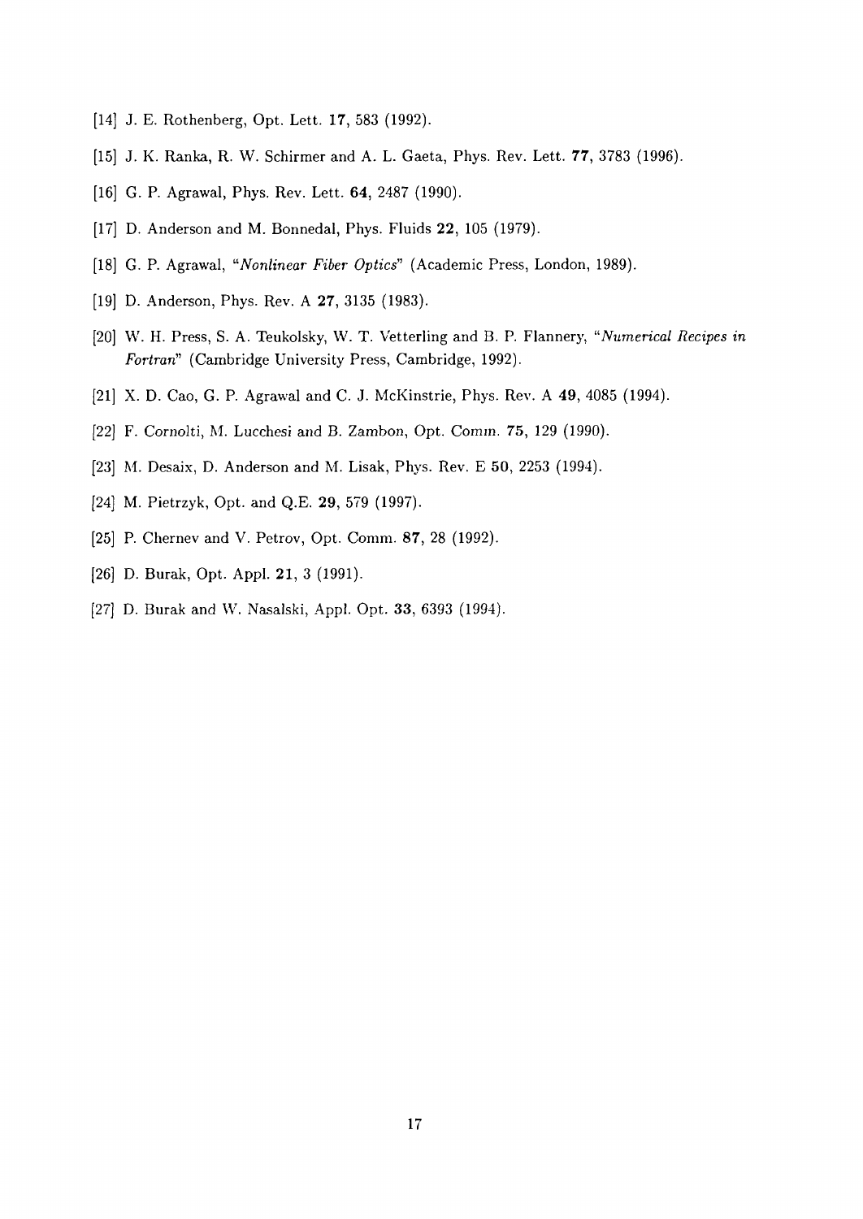[14] J. E. Rothenberg, Opt. Lett. **17**, 583 (1992).

[15] J. K. Ranka, R. W. Schirmer and A. L. Gaeta, Phys. Rev. Lett. **77**, 3783 (1996).

[16] G. P. Agrawal, Phys. Rev. Lett. **64**, 2487 (1990).

[17] D. Anderson and M. Bonnedal, Phys. Fluids **22**, 105 (1979).

[18] G. P. Agrawal, *"Nonlinear Fiber Optics"* (Academic Press, London, 1989).

[19] D. Anderson, Phys. Rev. A **27**, 3135 (1983).

[20] W. H. Press, S. A. Teukolsky, W. T. Vetterling and B. P. Flannery, *"Numerical Recipes in Fortran"* (Cambridge University Press, Cambridge, 1992).

[21] X. D. Cao, G. P. Agrawal and C. J. McKinstrie, Phys. Rev. A **49**, 4085 (1994).

[22] F. Cornolti, M. Lucchesi and B. Zambon, Opt. Comm. **75**, 129 (1990).

[23] M. Desaix, D. Anderson and M. Lisak, Phys. Rev. E **50**, 2253 (1994).

[24] M. Pietrzyk, Opt. and Q.E. **29**, 579 (1997).

[25] P. Chernev and V. Petrov, Opt. Comm. **87**, 28 (1992).

[26] D. Burak, Opt. Appl. **21**, 3 (1991).

[27] D. Burak and W. Nasalski, Appl. Opt. **33**, 6393 (1994).